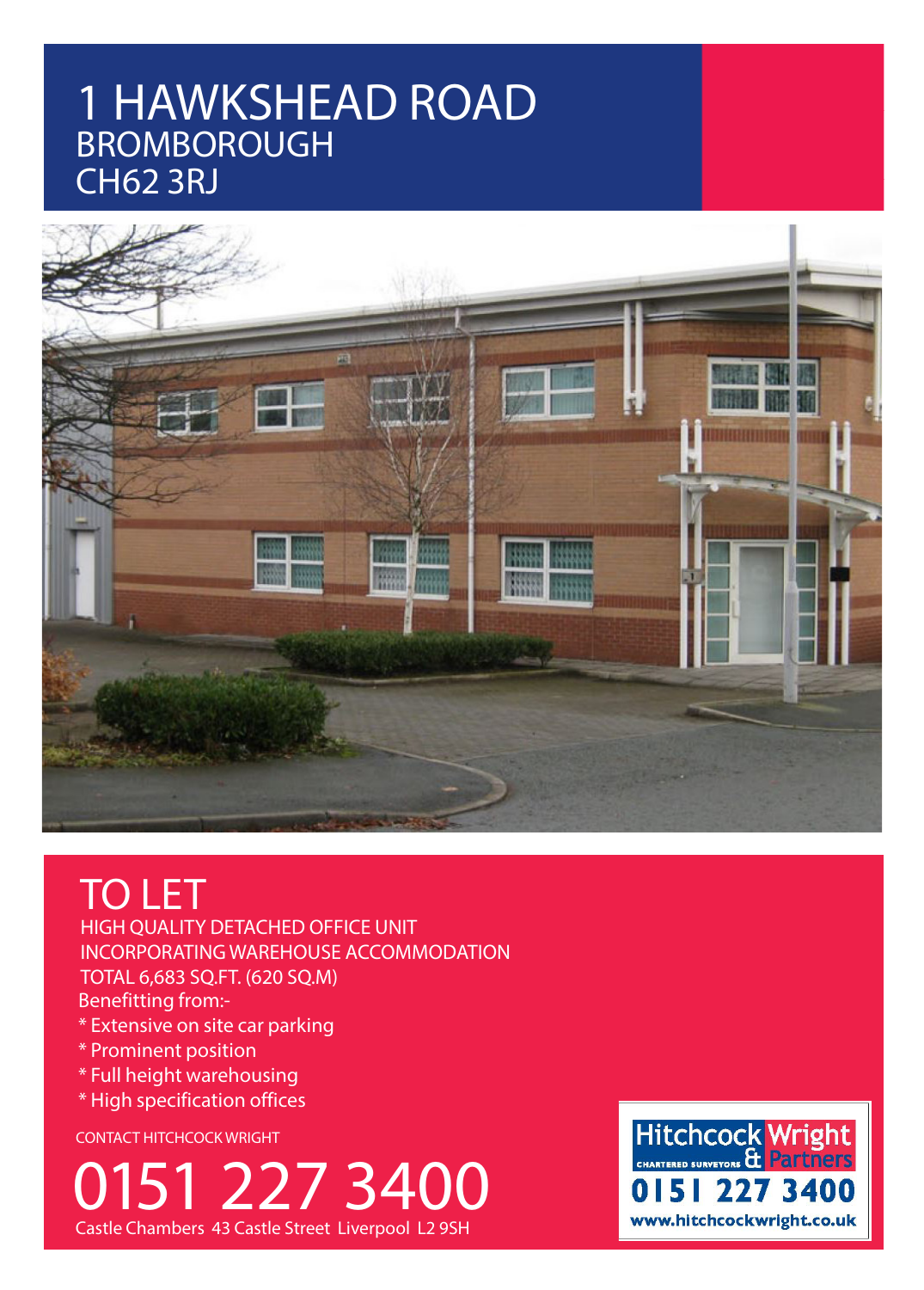# 1 HAWKSHEAD ROAD

BROMBOROUGH
CH62 3RJ

## TO LET

HIGH QUALITY DETACHED OFFICE UNIT
INCORPORATING WAREHOUSE ACCOMMODATION
TOTAL 6,683 SQ.FT. (620 SQ.M)

Benefitting from:-

* Extensive on site car parking
* Prominent position
* Full height warehousing
* High specification offices

CONTACT HITCHCOCK WRIGHT

# 0151 227 3400

Castle Chambers 43 Castle Street Liverpool L2 9SH

Hitchcock Wright & Partners
CHARTERED SURVEYORS
0151 227 3400
www.hitchcockwright.co.uk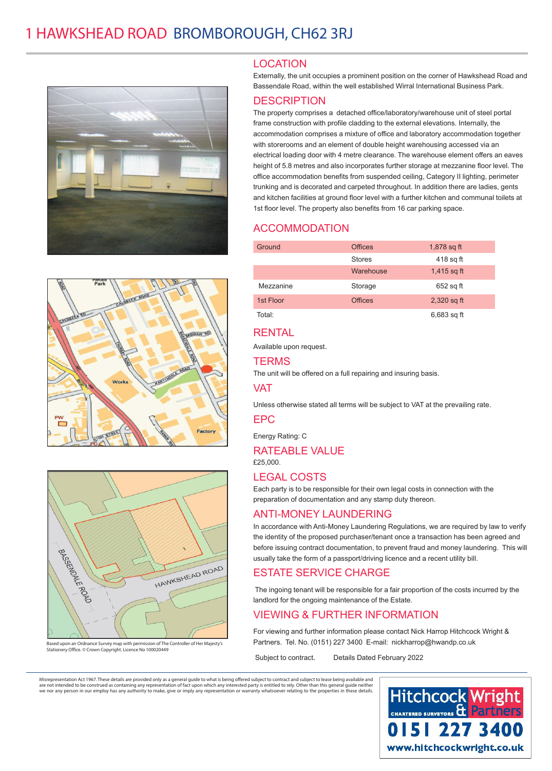# 1 HAWKSHEAD ROAD BROMBOROUGH, CH62 3RJ

Based upon an Ordnance Survey map with permission of The Controller of Her Majesty's Stationery Office. © Crown Copyright. Licence No 100020449

## LOCATION

Externally, the unit occupies a prominent position on the corner of Hawkshead Road and Bassendale Road, within the well established Wirral International Business Park.

## DESCRIPTION

The property comprises a detached office/laboratory/warehouse unit of steel portal frame construction with profile cladding to the external elevations. Internally, the accommodation comprises a mixture of office and laboratory accommodation together with storerooms and an element of double height warehousing accessed via an electrical loading door with 4 metre clearance. The warehouse element offers an eaves height of 5.8 metres and also incorporates further storage at mezzanine floor level. The office accommodation benefits from suspended ceiling, Category II lighting, perimeter trunking and is decorated and carpeted throughout. In addition there are ladies, gents and kitchen facilities at ground floor level with a further kitchen and communal toilets at 1st floor level. The property also benefits from 16 car parking space.

## ACCOMMODATION

| | | |
|---|---|---|
| Ground | Offices | 1,878 sq ft |
| | Stores | 418 sq ft |
| | Warehouse | 1,415 sq ft |
| Mezzanine | Storage | 652 sq ft |
| 1st Floor | Offices | 2,320 sq ft |
| Total: | | 6,683 sq ft |

## RENTAL

Available upon request.

## TERMS

The unit will be offered on a full repairing and insuring basis.

## VAT

Unless otherwise stated all terms will be subject to VAT at the prevailing rate.

## EPC

Energy Rating: C

## RATEABLE VALUE

£25,000.

## LEGAL COSTS

Each party is to be responsible for their own legal costs in connection with the preparation of documentation and any stamp duty thereon.

## ANTI-MONEY LAUNDERING

In accordance with Anti-Money Laundering Regulations, we are required by law to verify the identity of the proposed purchaser/tenant once a transaction has been agreed and before issuing contract documentation, to prevent fraud and money laundering. This will usually take the form of a passport/driving licence and a recent utility bill.

## ESTATE SERVICE CHARGE

The ingoing tenant will be responsible for a fair proportion of the costs incurred by the landlord for the ongoing maintenance of the Estate.

## VIEWING & FURTHER INFORMATION

For viewing and further information please contact Nick Harrop Hitchcock Wright & Partners. Tel. No. (0151) 227 3400 E-mail: nickharrop@hwandp.co.uk

Subject to contract. Details Dated February 2022

Misrepresentation Act 1967. These details are provided only as a general guide to what is being offered subject to contract and subject to lease being available and are not intended to be construed as containing any representation of fact upon which any interested party is entitled to rely. Other than this general guide neither we nor any person in our employ has any authority to make, give or imply any representation or warranty whatsoever relating to the properties in these details.

Hitchcock Wright & Partners
CHARTERED SURVEYORS
0151 227 3400
www.hitchcockwright.co.uk